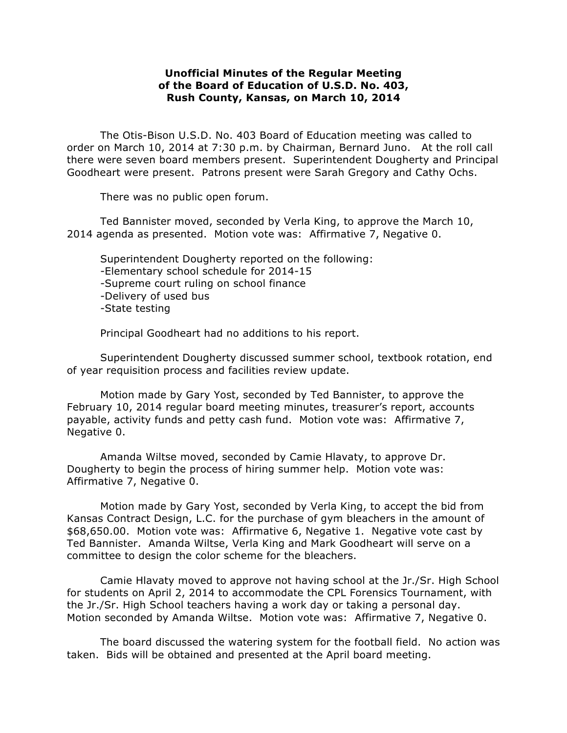**Unofficial Minutes of the Regular Meeting of the Board of Education of U.S.D. No. 403, Rush County, Kansas, on March 10, 2014**

The Otis-Bison U.S.D. No. 403 Board of Education meeting was called to order on March 10, 2014 at 7:30 p.m. by Chairman, Bernard Juno. At the roll call there were seven board members present. Superintendent Dougherty and Principal Goodheart were present. Patrons present were Sarah Gregory and Cathy Ochs.

There was no public open forum.

Ted Bannister moved, seconded by Verla King, to approve the March 10, 2014 agenda as presented. Motion vote was: Affirmative 7, Negative 0.

Superintendent Dougherty reported on the following:
-Elementary school schedule for 2014-15
-Supreme court ruling on school finance
-Delivery of used bus
-State testing

Principal Goodheart had no additions to his report.

Superintendent Dougherty discussed summer school, textbook rotation, end of year requisition process and facilities review update.

Motion made by Gary Yost, seconded by Ted Bannister, to approve the February 10, 2014 regular board meeting minutes, treasurer's report, accounts payable, activity funds and petty cash fund. Motion vote was: Affirmative 7, Negative 0.

Amanda Wiltse moved, seconded by Camie Hlavaty, to approve Dr. Dougherty to begin the process of hiring summer help. Motion vote was: Affirmative 7, Negative 0.

Motion made by Gary Yost, seconded by Verla King, to accept the bid from Kansas Contract Design, L.C. for the purchase of gym bleachers in the amount of $68,650.00. Motion vote was: Affirmative 6, Negative 1. Negative vote cast by Ted Bannister. Amanda Wiltse, Verla King and Mark Goodheart will serve on a committee to design the color scheme for the bleachers.

Camie Hlavaty moved to approve not having school at the Jr./Sr. High School for students on April 2, 2014 to accommodate the CPL Forensics Tournament, with the Jr./Sr. High School teachers having a work day or taking a personal day. Motion seconded by Amanda Wiltse. Motion vote was: Affirmative 7, Negative 0.

The board discussed the watering system for the football field. No action was taken. Bids will be obtained and presented at the April board meeting.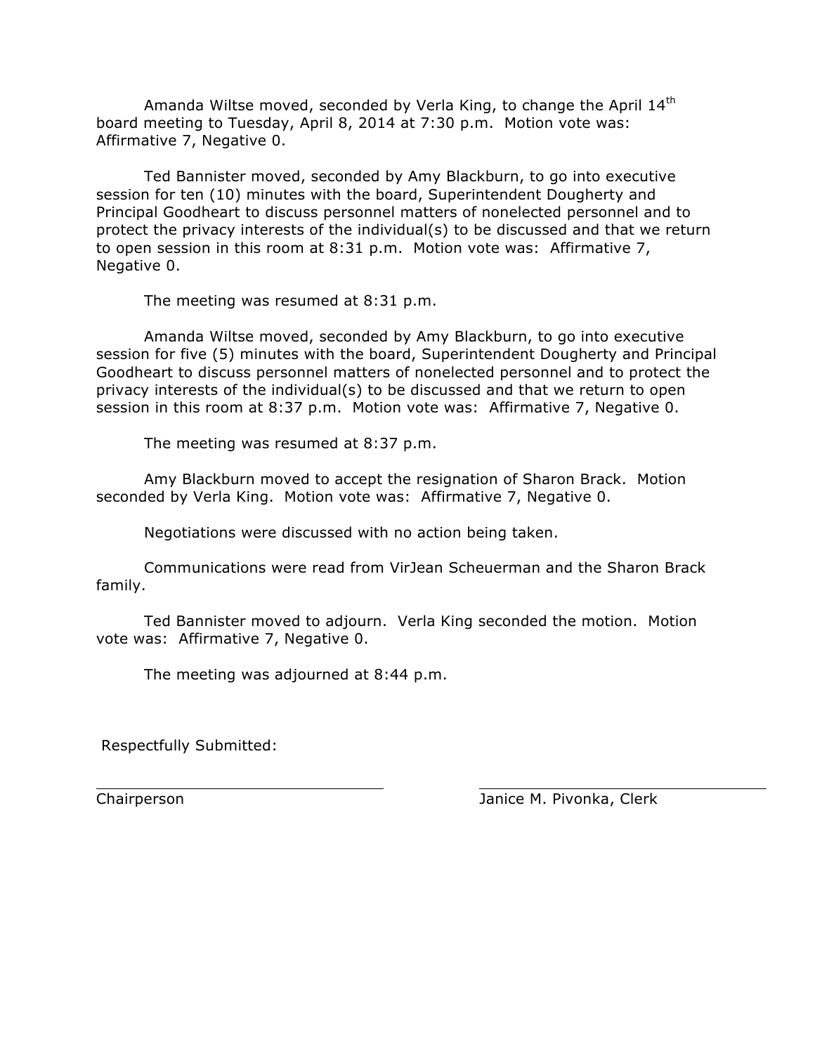Amanda Wiltse moved, seconded by Verla King, to change the April 14th board meeting to Tuesday, April 8, 2014 at 7:30 p.m. Motion vote was: Affirmative 7, Negative 0.

Ted Bannister moved, seconded by Amy Blackburn, to go into executive session for ten (10) minutes with the board, Superintendent Dougherty and Principal Goodheart to discuss personnel matters of nonelected personnel and to protect the privacy interests of the individual(s) to be discussed and that we return to open session in this room at 8:31 p.m. Motion vote was: Affirmative 7, Negative 0.

The meeting was resumed at 8:31 p.m.

Amanda Wiltse moved, seconded by Amy Blackburn, to go into executive session for five (5) minutes with the board, Superintendent Dougherty and Principal Goodheart to discuss personnel matters of nonelected personnel and to protect the privacy interests of the individual(s) to be discussed and that we return to open session in this room at 8:37 p.m. Motion vote was: Affirmative 7, Negative 0.

The meeting was resumed at 8:37 p.m.

Amy Blackburn moved to accept the resignation of Sharon Brack. Motion seconded by Verla King. Motion vote was: Affirmative 7, Negative 0.

Negotiations were discussed with no action being taken.

Communications were read from VirJean Scheuerman and the Sharon Brack family.

Ted Bannister moved to adjourn. Verla King seconded the motion. Motion vote was: Affirmative 7, Negative 0.

The meeting was adjourned at 8:44 p.m.

Respectfully Submitted:

Chairperson

Janice M. Pivonka, Clerk